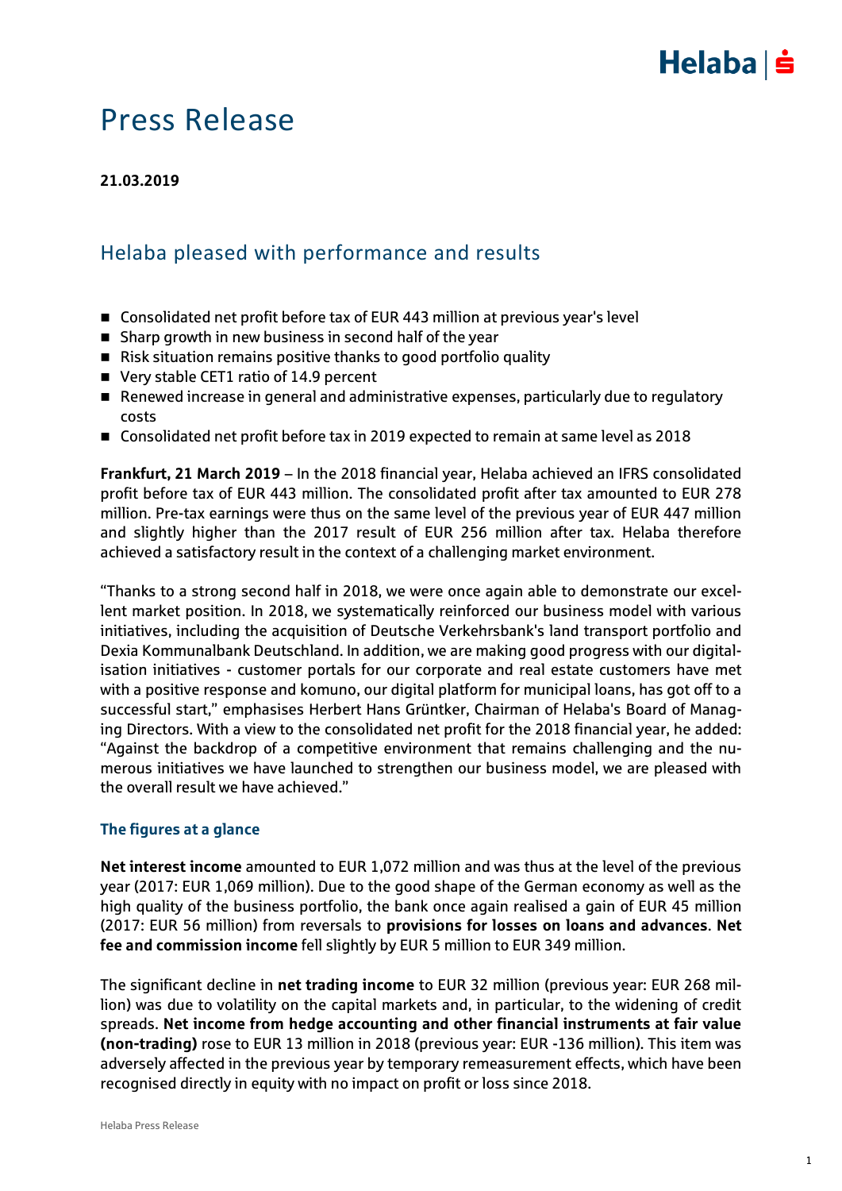# Press Release

**21.03.2019**

## Helaba pleased with performance and results

- Consolidated net profit before tax of EUR 443 million at previous year's level
- Sharp growth in new business in second half of the year
- Risk situation remains positive thanks to good portfolio quality
- Very stable CET1 ratio of 14.9 percent
- Renewed increase in general and administrative expenses, particularly due to regulatory costs
- Consolidated net profit before tax in 2019 expected to remain at same level as 2018

**Frankfurt, 21 March 2019** – In the 2018 financial year, Helaba achieved an IFRS consolidated profit before tax of EUR 443 million. The consolidated profit after tax amounted to EUR 278 million. Pre-tax earnings were thus on the same level of the previous year of EUR 447 million and slightly higher than the 2017 result of EUR 256 million after tax. Helaba therefore achieved a satisfactory result in the context of a challenging market environment.

"Thanks to a strong second half in 2018, we were once again able to demonstrate our excellent market position. In 2018, we systematically reinforced our business model with various initiatives, including the acquisition of Deutsche Verkehrsbank's land transport portfolio and Dexia Kommunalbank Deutschland. In addition, we are making good progress with our digitalisation initiatives - customer portals for our corporate and real estate customers have met with a positive response and komuno, our digital platform for municipal loans, has got off to a successful start," emphasises Herbert Hans Grüntker, Chairman of Helaba's Board of Managing Directors. With a view to the consolidated net profit for the 2018 financial year, he added: "Against the backdrop of a competitive environment that remains challenging and the numerous initiatives we have launched to strengthen our business model, we are pleased with the overall result we have achieved."

### The figures at a glance

**Net interest income** amounted to EUR 1,072 million and was thus at the level of the previous year (2017: EUR 1,069 million). Due to the good shape of the German economy as well as the high quality of the business portfolio, the bank once again realised a gain of EUR 45 million (2017: EUR 56 million) from reversals to **provisions for losses on loans and advances**. **Net fee and commission income** fell slightly by EUR 5 million to EUR 349 million.

The significant decline in **net trading income** to EUR 32 million (previous year: EUR 268 million) was due to volatility on the capital markets and, in particular, to the widening of credit spreads. **Net income from hedge accounting and other financial instruments at fair value (non-trading)** rose to EUR 13 million in 2018 (previous year: EUR -136 million). This item was adversely affected in the previous year by temporary remeasurement effects, which have been recognised directly in equity with no impact on profit or loss since 2018.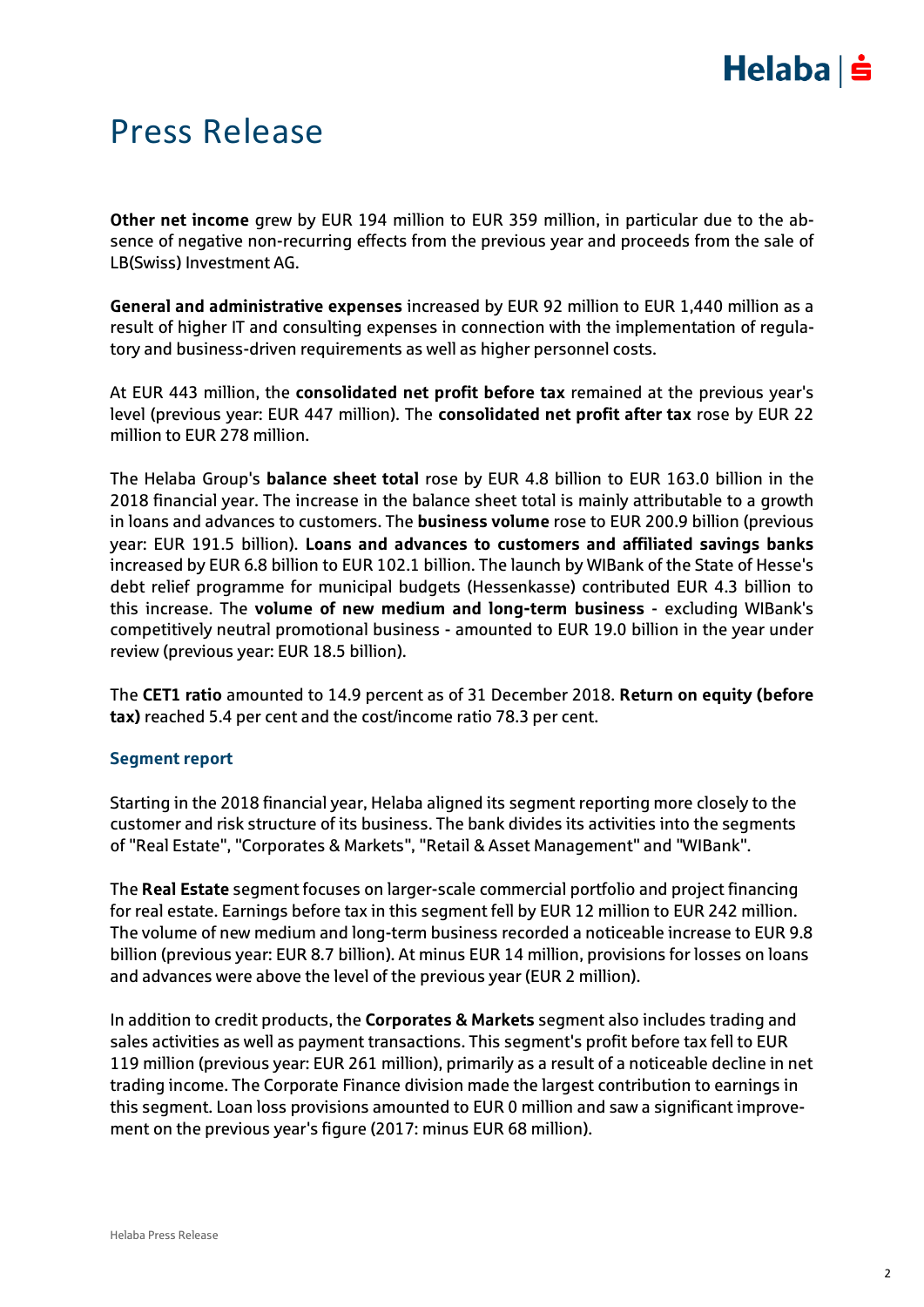# Press Release

**Other net income** grew by EUR 194 million to EUR 359 million, in particular due to the absence of negative non-recurring effects from the previous year and proceeds from the sale of LB(Swiss) Investment AG.

**General and administrative expenses** increased by EUR 92 million to EUR 1,440 million as a result of higher IT and consulting expenses in connection with the implementation of regulatory and business-driven requirements as well as higher personnel costs.

At EUR 443 million, the **consolidated net profit before tax** remained at the previous year's level (previous year: EUR 447 million). The **consolidated net profit after tax** rose by EUR 22 million to EUR 278 million.

The Helaba Group's **balance sheet total** rose by EUR 4.8 billion to EUR 163.0 billion in the 2018 financial year. The increase in the balance sheet total is mainly attributable to a growth in loans and advances to customers. The **business volume** rose to EUR 200.9 billion (previous year: EUR 191.5 billion). **Loans and advances to customers and affiliated savings banks** increased by EUR 6.8 billion to EUR 102.1 billion. The launch by WIBank of the State of Hesse's debt relief programme for municipal budgets (Hessenkasse) contributed EUR 4.3 billion to this increase. The **volume of new medium and long-term business** - excluding WIBank's competitively neutral promotional business - amounted to EUR 19.0 billion in the year under review (previous year: EUR 18.5 billion).

The **CET1 ratio** amounted to 14.9 percent as of 31 December 2018. **Return on equity (before tax)** reached 5.4 per cent and the cost/income ratio 78.3 per cent.

## Segment report

Starting in the 2018 financial year, Helaba aligned its segment reporting more closely to the customer and risk structure of its business. The bank divides its activities into the segments of "Real Estate", "Corporates & Markets", "Retail & Asset Management" and "WIBank".

The **Real Estate** segment focuses on larger-scale commercial portfolio and project financing for real estate. Earnings before tax in this segment fell by EUR 12 million to EUR 242 million. The volume of new medium and long-term business recorded a noticeable increase to EUR 9.8 billion (previous year: EUR 8.7 billion). At minus EUR 14 million, provisions for losses on loans and advances were above the level of the previous year (EUR 2 million).

In addition to credit products, the **Corporates & Markets** segment also includes trading and sales activities as well as payment transactions. This segment's profit before tax fell to EUR 119 million (previous year: EUR 261 million), primarily as a result of a noticeable decline in net trading income. The Corporate Finance division made the largest contribution to earnings in this segment. Loan loss provisions amounted to EUR 0 million and saw a significant improvement on the previous year's figure (2017: minus EUR 68 million).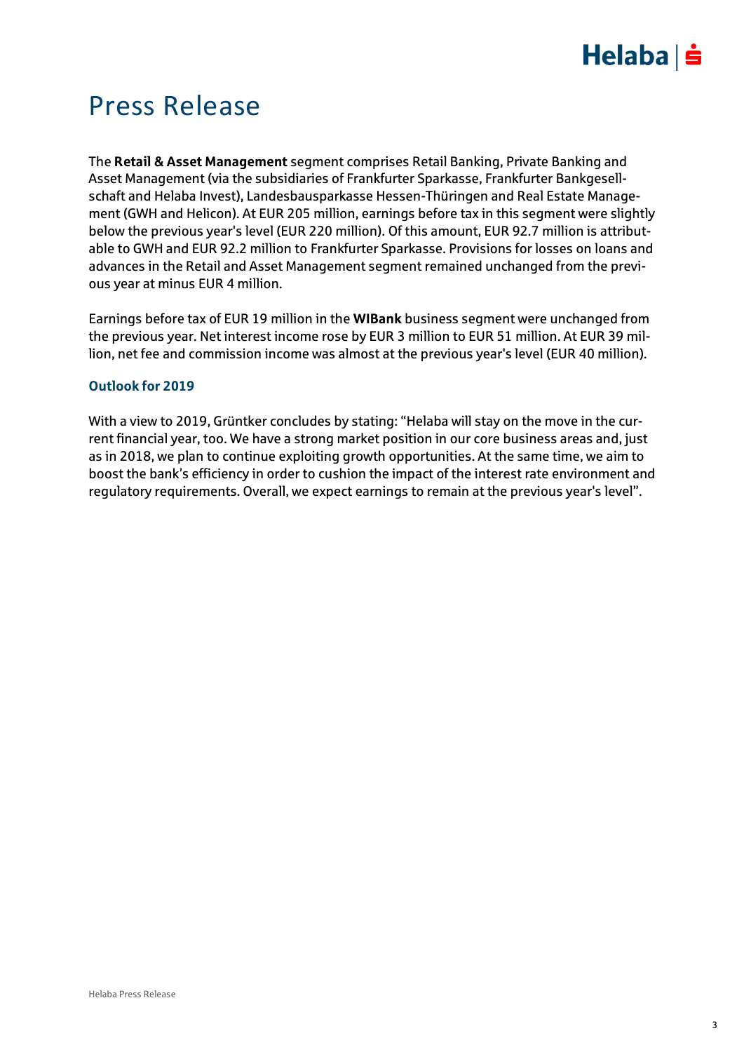# Press Release

The **Retail & Asset Management** segment comprises Retail Banking, Private Banking and Asset Management (via the subsidiaries of Frankfurter Sparkasse, Frankfurter Bankgesellschaft and Helaba Invest), Landesbausparkasse Hessen-Thüringen and Real Estate Management (GWH and Helicon). At EUR 205 million, earnings before tax in this segment were slightly below the previous year's level (EUR 220 million). Of this amount, EUR 92.7 million is attributable to GWH and EUR 92.2 million to Frankfurter Sparkasse. Provisions for losses on loans and advances in the Retail and Asset Management segment remained unchanged from the previous year at minus EUR 4 million.

Earnings before tax of EUR 19 million in the **WIBank** business segment were unchanged from the previous year. Net interest income rose by EUR 3 million to EUR 51 million. At EUR 39 million, net fee and commission income was almost at the previous year's level (EUR 40 million).

### Outlook for 2019

With a view to 2019, Grüntker concludes by stating: "Helaba will stay on the move in the current financial year, too. We have a strong market position in our core business areas and, just as in 2018, we plan to continue exploiting growth opportunities. At the same time, we aim to boost the bank's efficiency in order to cushion the impact of the interest rate environment and regulatory requirements. Overall, we expect earnings to remain at the previous year's level".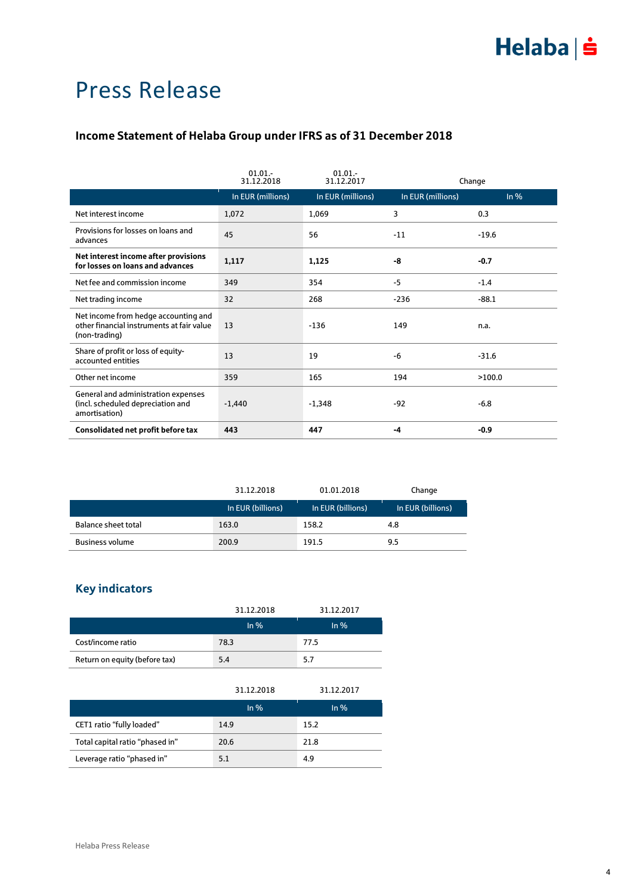# Press Release

## Income Statement of Helaba Group under IFRS as of 31 December 2018

| | 01.01.-31.12.2018 | 01.01.-31.12.2017 | Change | |
|---|---|---|---|---|
| | In EUR (millions) | In EUR (millions) | In EUR (millions) | In % |
| Net interest income | 1,072 | 1,069 | 3 | 0.3 |
| Provisions for losses on loans and advances | 45 | 56 | -11 | -19.6 |
| **Net interest income after provisions for losses on loans and advances** | **1,117** | **1,125** | **-8** | **-0.7** |
| Net fee and commission income | 349 | 354 | -5 | -1.4 |
| Net trading income | 32 | 268 | -236 | -88.1 |
| Net income from hedge accounting and other financial instruments at fair value (non-trading) | 13 | -136 | 149 | n.a. |
| Share of profit or loss of equity-accounted entities | 13 | 19 | -6 | -31.6 |
| Other net income | 359 | 165 | 194 | >100.0 |
| General and administration expenses (incl. scheduled depreciation and amortisation) | -1,440 | -1,348 | -92 | -6.8 |
| **Consolidated net profit before tax** | **443** | **447** | **-4** | **-0.9** |

| | 31.12.2018 | 01.01.2018 | Change |
|---|---|---|---|
| | In EUR (billions) | In EUR (billions) | In EUR (billions) |
| Balance sheet total | 163.0 | 158.2 | 4.8 |
| Business volume | 200.9 | 191.5 | 9.5 |

## Key indicators

| | 31.12.2018 | 31.12.2017 |
|---|---|---|
| | In % | In % |
| Cost/income ratio | 78.3 | 77.5 |
| Return on equity (before tax) | 5.4 | 5.7 |

| | 31.12.2018 | 31.12.2017 |
|---|---|---|
| | In % | In % |
| CET1 ratio "fully loaded" | 14.9 | 15.2 |
| Total capital ratio "phased in" | 20.6 | 21.8 |
| Leverage ratio "phased in" | 5.1 | 4.9 |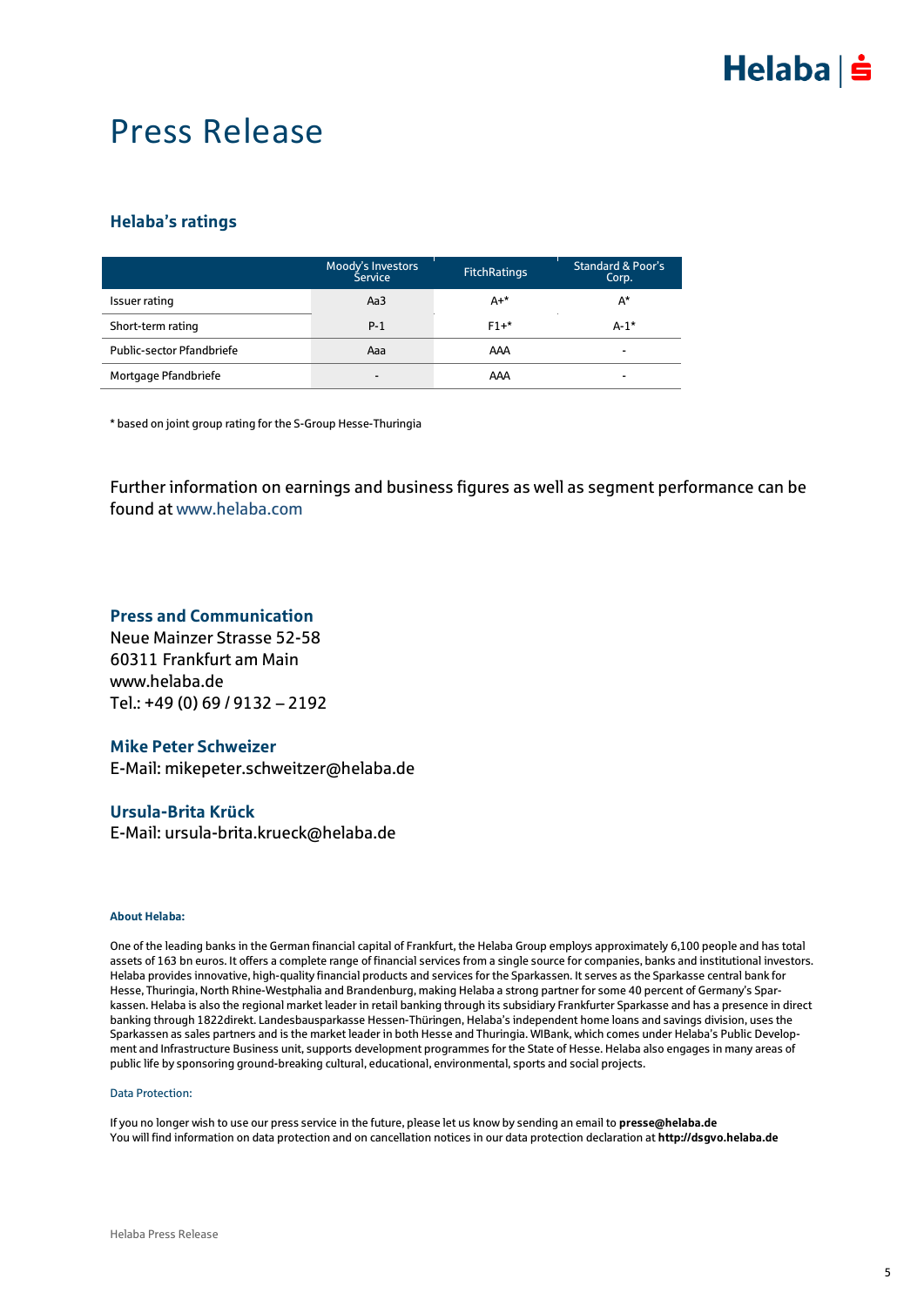# Press Release

## Helaba's ratings

| | Moody's Investors Service | FitchRatings | Standard & Poor's Corp. |
|---|---|---|---|
| Issuer rating | Aa3 | A+* | A* |
| Short-term rating | P-1 | F1+* | A-1* |
| Public-sector Pfandbriefe | Aaa | AAA | - |
| Mortgage Pfandbriefe | - | AAA | - |

* based on joint group rating for the S-Group Hesse-Thuringia

Further information on earnings and business figures as well as segment performance can be found at www.helaba.com

### Press and Communication

Neue Mainzer Strasse 52-58
60311 Frankfurt am Main
www.helaba.de
Tel.: +49 (0) 69 / 9132 – 2192

### Mike Peter Schweizer

E-Mail: mikepeter.schweitzer@helaba.de

### Ursula-Brita Krück

E-Mail: ursula-brita.krueck@helaba.de

**About Helaba:**

One of the leading banks in the German financial capital of Frankfurt, the Helaba Group employs approximately 6,100 people and has total assets of 163 bn euros. It offers a complete range of financial services from a single source for companies, banks and institutional investors. Helaba provides innovative, high-quality financial products and services for the Sparkassen. It serves as the Sparkasse central bank for Hesse, Thuringia, North Rhine-Westphalia and Brandenburg, making Helaba a strong partner for some 40 percent of Germany's Sparkassen. Helaba is also the regional market leader in retail banking through its subsidiary Frankfurter Sparkasse and has a presence in direct banking through 1822direkt. Landesbausparkasse Hessen-Thüringen, Helaba's independent home loans and savings division, uses the Sparkassen as sales partners and is the market leader in both Hesse and Thuringia. WIBank, which comes under Helaba's Public Development and Infrastructure Business unit, supports development programmes for the State of Hesse. Helaba also engages in many areas of public life by sponsoring ground-breaking cultural, educational, environmental, sports and social projects.

Data Protection:

If you no longer wish to use our press service in the future, please let us know by sending an email to **presse@helaba.de**
You will find information on data protection and on cancellation notices in our data protection declaration at **http://dsgvo.helaba.de**